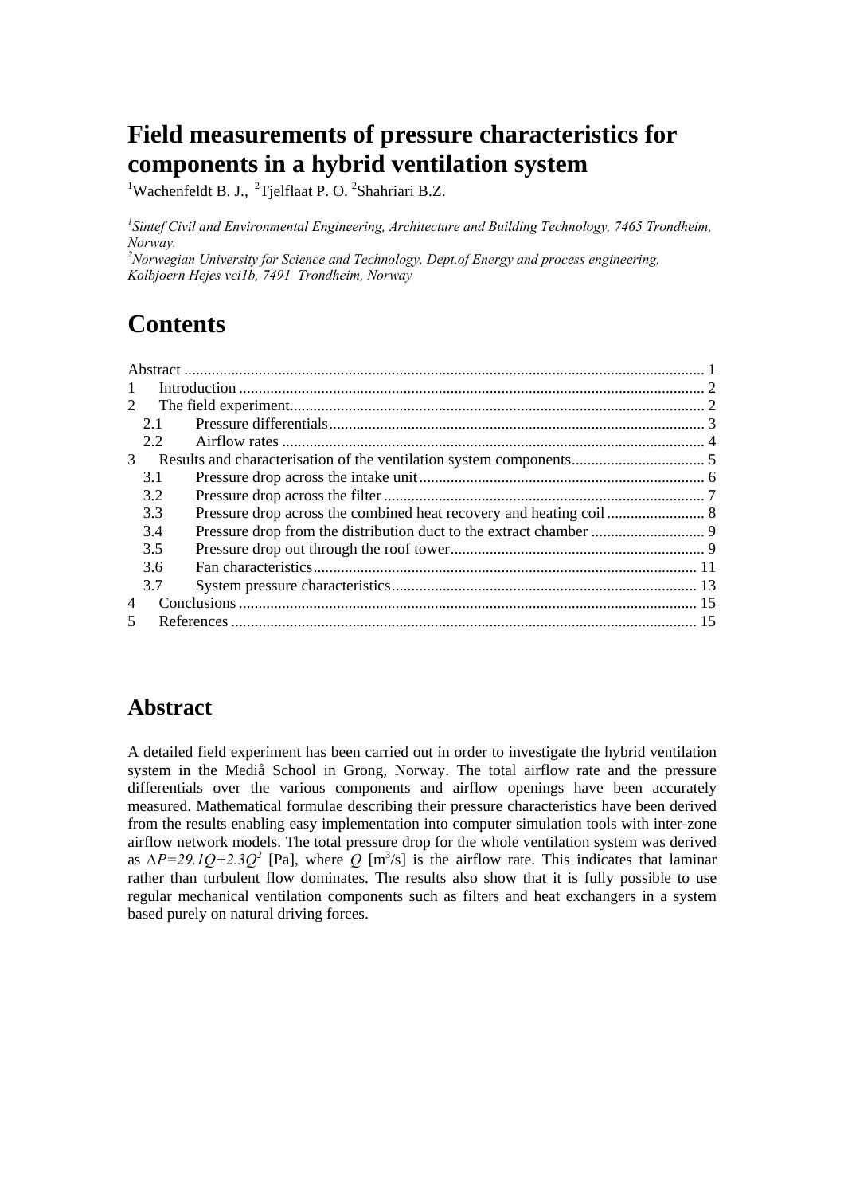# Field measurements of pressure characteristics for components in a hybrid ventilation system

[1]Wachenfeldt B. J., [2]Tjelflaat P. O. [2]Shahriari B.Z.

*[1]Sintef Civil and Environmental Engineering, Architecture and Building Technology, 7465 Trondheim, Norway.*
*[2]Norwegian University for Science and Technology, Dept.of Energy and process engineering, Kolbjoern Hejes vei1b, 7491 Trondheim, Norway*

# Contents

Abstract ........................................................ 1
1 Introduction ........................................................ 2
2 The field experiment ........................................................ 2
 2.1 Pressure differentials ........................................................ 3
 2.2 Airflow rates ........................................................ 4
3 Results and characterisation of the ventilation system components ........................................................ 5
 3.1 Pressure drop across the intake unit ........................................................ 6
 3.2 Pressure drop across the filter ........................................................ 7
 3.3 Pressure drop across the combined heat recovery and heating coil ........................................................ 8
 3.4 Pressure drop from the distribution duct to the extract chamber ........................................................ 9
 3.5 Pressure drop out through the roof tower ........................................................ 9
 3.6 Fan characteristics ........................................................ 11
 3.7 System pressure characteristics ........................................................ 13
4 Conclusions ........................................................ 15
5 References ........................................................ 15

## Abstract

A detailed field experiment has been carried out in order to investigate the hybrid ventilation system in the Mediå School in Grong, Norway. The total airflow rate and the pressure differentials over the various components and airflow openings have been accurately measured. Mathematical formulae describing their pressure characteristics have been derived from the results enabling easy implementation into computer simulation tools with inter-zone airflow network models. The total pressure drop for the whole ventilation system was derived as $\Delta P=29.1Q+2.3Q^2$ [Pa], where $Q$ [$m^3/s$] is the airflow rate. This indicates that laminar rather than turbulent flow dominates. The results also show that it is fully possible to use regular mechanical ventilation components such as filters and heat exchangers in a system based purely on natural driving forces.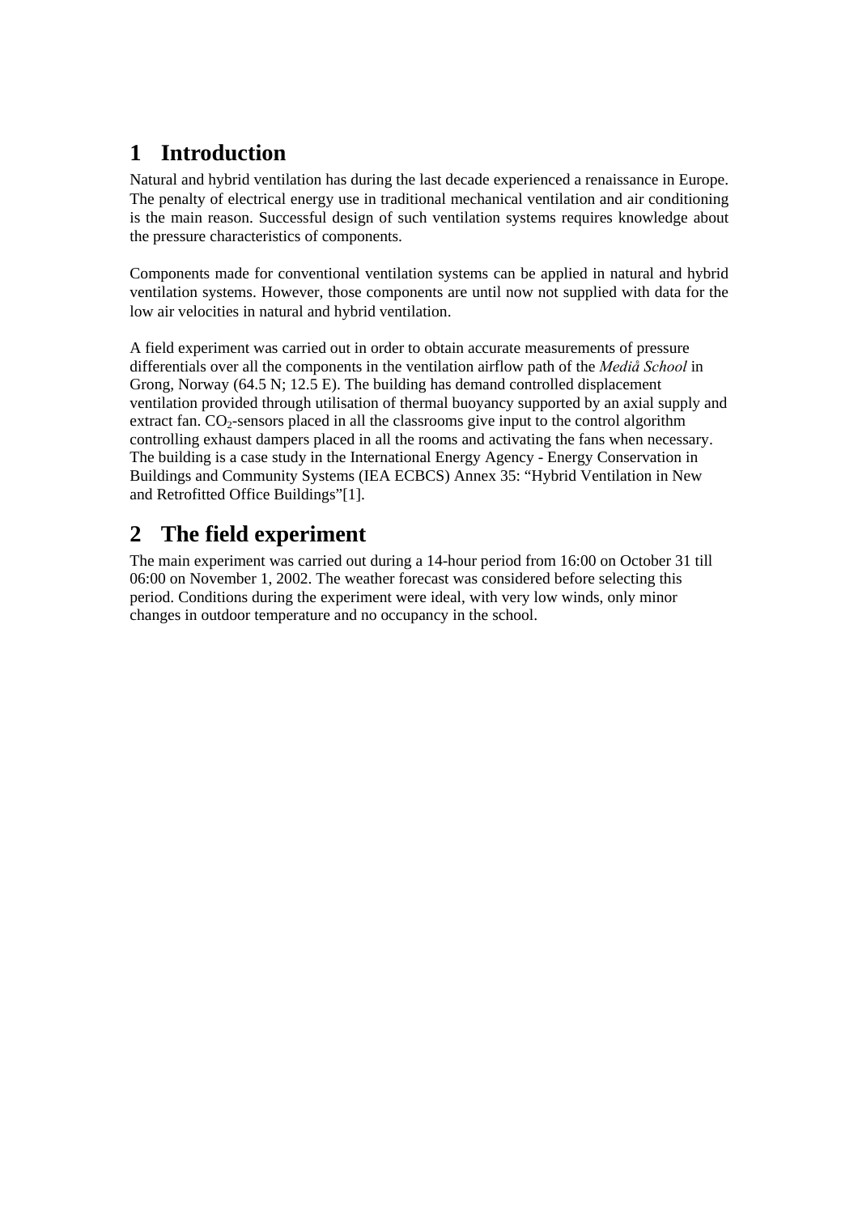# 1 Introduction

Natural and hybrid ventilation has during the last decade experienced a renaissance in Europe. The penalty of electrical energy use in traditional mechanical ventilation and air conditioning is the main reason. Successful design of such ventilation systems requires knowledge about the pressure characteristics of components.

Components made for conventional ventilation systems can be applied in natural and hybrid ventilation systems. However, those components are until now not supplied with data for the low air velocities in natural and hybrid ventilation.

A field experiment was carried out in order to obtain accurate measurements of pressure differentials over all the components in the ventilation airflow path of the *Mediå School* in Grong, Norway (64.5 N; 12.5 E). The building has demand controlled displacement ventilation provided through utilisation of thermal buoyancy supported by an axial supply and extract fan. $CO_2$-sensors placed in all the classrooms give input to the control algorithm controlling exhaust dampers placed in all the rooms and activating the fans when necessary. The building is a case study in the International Energy Agency - Energy Conservation in Buildings and Community Systems (IEA ECBCS) Annex 35: "Hybrid Ventilation in New and Retrofitted Office Buildings"[1].

# 2 The field experiment

The main experiment was carried out during a 14-hour period from 16:00 on October 31 till 06:00 on November 1, 2002. The weather forecast was considered before selecting this period. Conditions during the experiment were ideal, with very low winds, only minor changes in outdoor temperature and no occupancy in the school.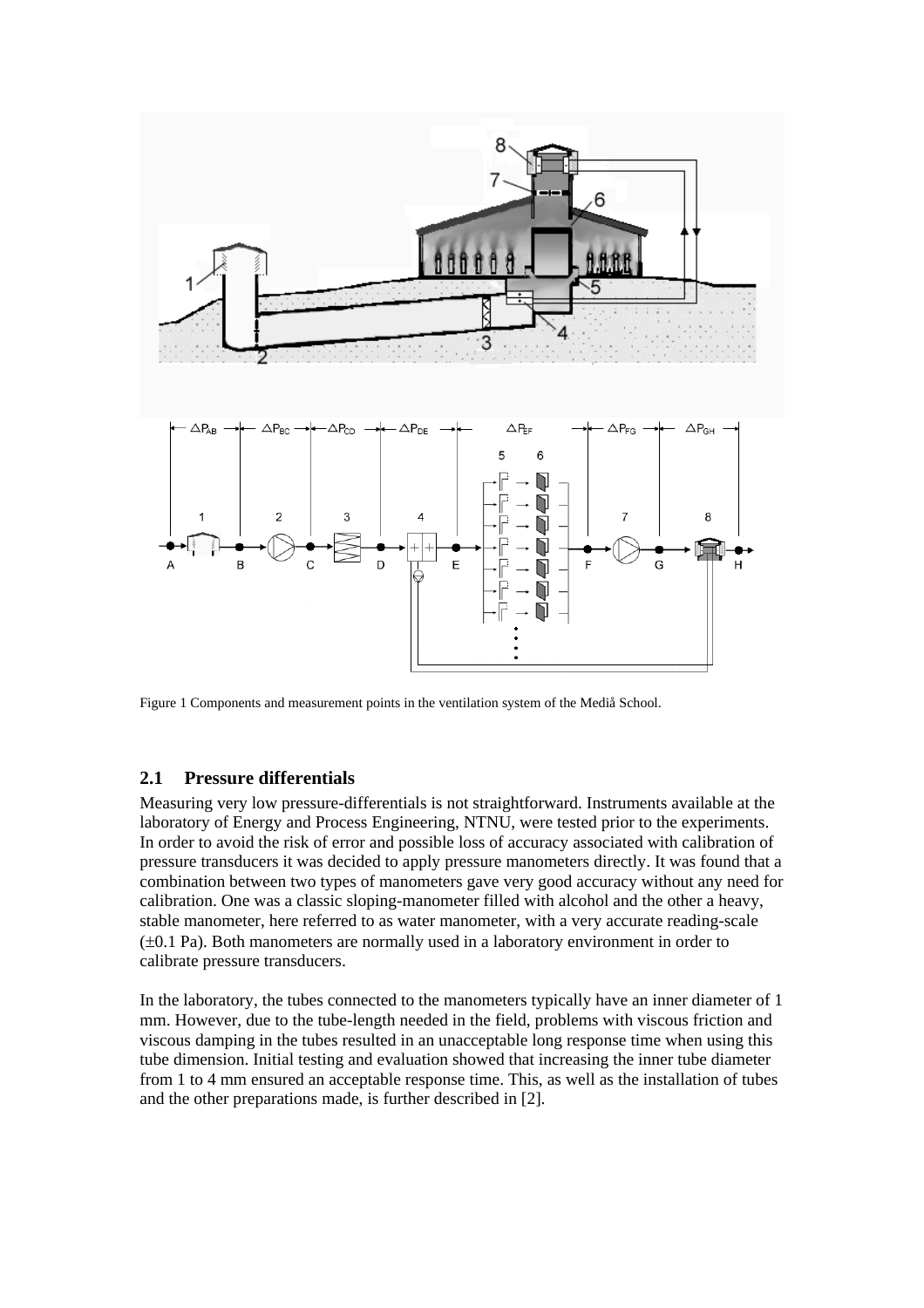Figure 1 Components and measurement points in the ventilation system of the Mediå School.

## 2.1 Pressure differentials

Measuring very low pressure-differentials is not straightforward. Instruments available at the laboratory of Energy and Process Engineering, NTNU, were tested prior to the experiments. In order to avoid the risk of error and possible loss of accuracy associated with calibration of pressure transducers it was decided to apply pressure manometers directly. It was found that a combination between two types of manometers gave very good accuracy without any need for calibration. One was a classic sloping-manometer filled with alcohol and the other a heavy, stable manometer, here referred to as water manometer, with a very accurate reading-scale (±0.1 Pa). Both manometers are normally used in a laboratory environment in order to calibrate pressure transducers.

In the laboratory, the tubes connected to the manometers typically have an inner diameter of 1 mm. However, due to the tube-length needed in the field, problems with viscous friction and viscous damping in the tubes resulted in an unacceptable long response time when using this tube dimension. Initial testing and evaluation showed that increasing the inner tube diameter from 1 to 4 mm ensured an acceptable response time. This, as well as the installation of tubes and the other preparations made, is further described in [2].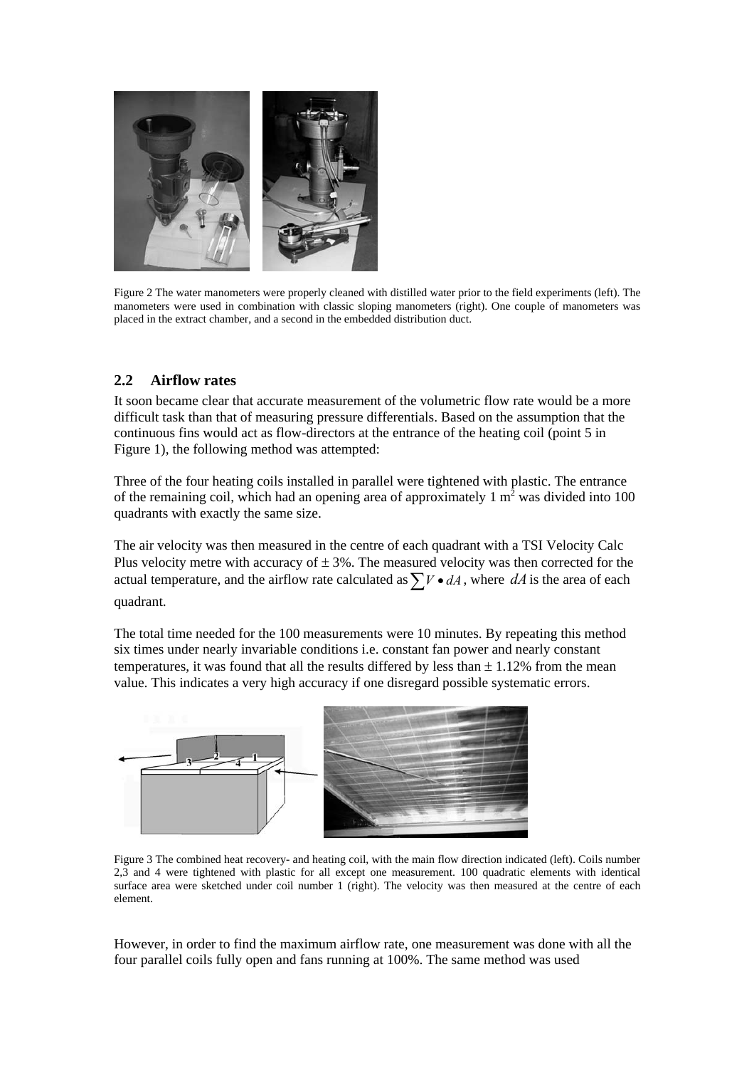Figure 2 The water manometers were properly cleaned with distilled water prior to the field experiments (left). The manometers were used in combination with classic sloping manometers (right). One couple of manometers was placed in the extract chamber, and a second in the embedded distribution duct.

## 2.2 Airflow rates

It soon became clear that accurate measurement of the volumetric flow rate would be a more difficult task than that of measuring pressure differentials. Based on the assumption that the continuous fins would act as flow-directors at the entrance of the heating coil (point 5 in Figure 1), the following method was attempted:

Three of the four heating coils installed in parallel were tightened with plastic. The entrance of the remaining coil, which had an opening area of approximately 1 $m^2$ was divided into 100 quadrants with exactly the same size.

The air velocity was then measured in the centre of each quadrant with a TSI Velocity Calc Plus velocity metre with accuracy of $\pm$ 3%. The measured velocity was then corrected for the actual temperature, and the airflow rate calculated as $\sum V \bullet dA$, where $dA$ is the area of each quadrant.

The total time needed for the 100 measurements were 10 minutes. By repeating this method six times under nearly invariable conditions i.e. constant fan power and nearly constant temperatures, it was found that all the results differed by less than $\pm$ 1.12% from the mean value. This indicates a very high accuracy if one disregard possible systematic errors.

Figure 3 The combined heat recovery- and heating coil, with the main flow direction indicated (left). Coils number 2,3 and 4 were tightened with plastic for all except one measurement. 100 quadratic elements with identical surface area were sketched under coil number 1 (right). The velocity was then measured at the centre of each element.

However, in order to find the maximum airflow rate, one measurement was done with all the four parallel coils fully open and fans running at 100%. The same method was used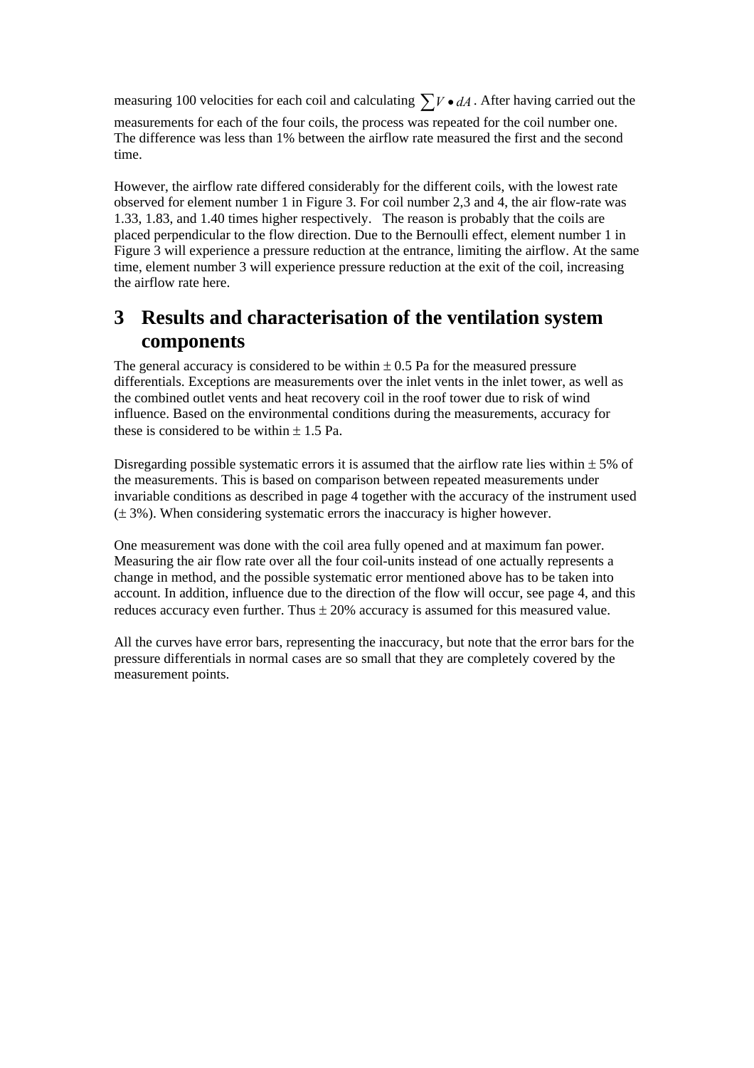measuring 100 velocities for each coil and calculating $\sum V \bullet dA$. After having carried out the measurements for each of the four coils, the process was repeated for the coil number one. The difference was less than 1% between the airflow rate measured the first and the second time.

However, the airflow rate differed considerably for the different coils, with the lowest rate observed for element number 1 in Figure 3. For coil number 2,3 and 4, the air flow-rate was 1.33, 1.83, and 1.40 times higher respectively. The reason is probably that the coils are placed perpendicular to the flow direction. Due to the Bernoulli effect, element number 1 in Figure 3 will experience a pressure reduction at the entrance, limiting the airflow. At the same time, element number 3 will experience pressure reduction at the exit of the coil, increasing the airflow rate here.

# 3 Results and characterisation of the ventilation system components

The general accuracy is considered to be within ± 0.5 Pa for the measured pressure differentials. Exceptions are measurements over the inlet vents in the inlet tower, as well as the combined outlet vents and heat recovery coil in the roof tower due to risk of wind influence. Based on the environmental conditions during the measurements, accuracy for these is considered to be within ± 1.5 Pa.

Disregarding possible systematic errors it is assumed that the airflow rate lies within ± 5% of the measurements. This is based on comparison between repeated measurements under invariable conditions as described in page 4 together with the accuracy of the instrument used (± 3%). When considering systematic errors the inaccuracy is higher however.

One measurement was done with the coil area fully opened and at maximum fan power. Measuring the air flow rate over all the four coil-units instead of one actually represents a change in method, and the possible systematic error mentioned above has to be taken into account. In addition, influence due to the direction of the flow will occur, see page 4, and this reduces accuracy even further. Thus ± 20% accuracy is assumed for this measured value.

All the curves have error bars, representing the inaccuracy, but note that the error bars for the pressure differentials in normal cases are so small that they are completely covered by the measurement points.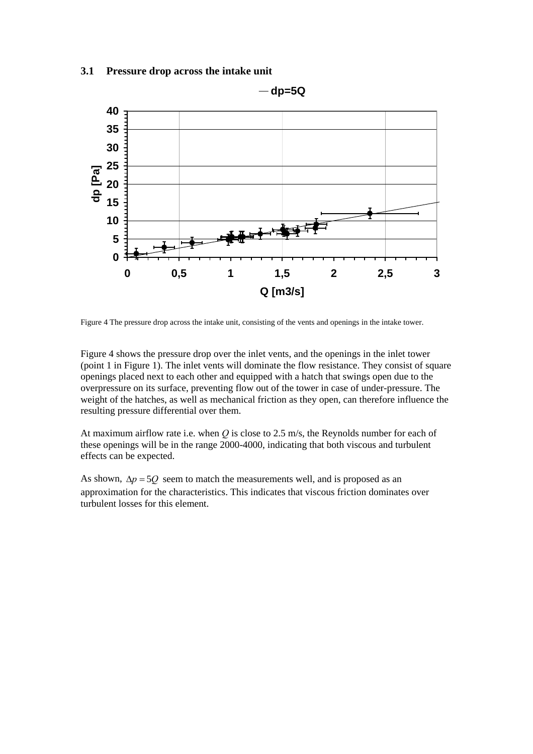### 3.1 Pressure drop across the intake unit

Figure 4 The pressure drop across the intake unit, consisting of the vents and openings in the intake tower.

Figure 4 shows the pressure drop over the inlet vents, and the openings in the inlet tower (point 1 in Figure 1). The inlet vents will dominate the flow resistance. They consist of square openings placed next to each other and equipped with a hatch that swings open due to the overpressure on its surface, preventing flow out of the tower in case of under-pressure. The weight of the hatches, as well as mechanical friction as they open, can therefore influence the resulting pressure differential over them.

At maximum airflow rate i.e. when $Q$ is close to 2.5 m/s, the Reynolds number for each of these openings will be in the range 2000-4000, indicating that both viscous and turbulent effects can be expected.

As shown, $\Delta p = 5Q$ seem to match the measurements well, and is proposed as an approximation for the characteristics. This indicates that viscous friction dominates over turbulent losses for this element.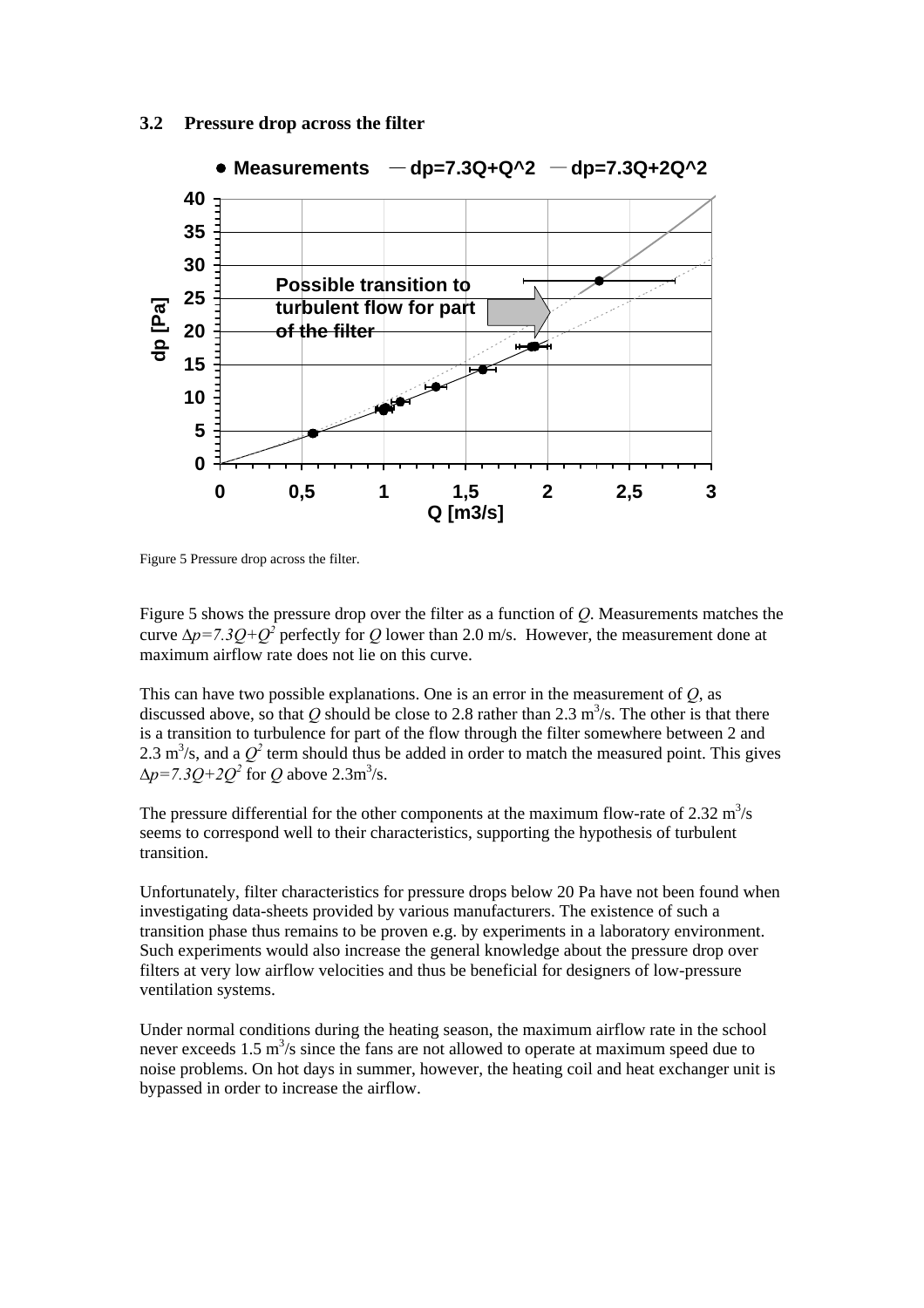### 3.2 Pressure drop across the filter

Figure 5 Pressure drop across the filter.

Figure 5 shows the pressure drop over the filter as a function of $Q$. Measurements matches the curve $\Delta p = 7.3Q + Q^2$ perfectly for $Q$ lower than 2.0 m/s. However, the measurement done at maximum airflow rate does not lie on this curve.

This can have two possible explanations. One is an error in the measurement of $Q$, as discussed above, so that $Q$ should be close to 2.8 rather than 2.3 $m^3/s$. The other is that there is a transition to turbulence for part of the flow through the filter somewhere between 2 and 2.3 $m^3/s$, and a $Q^2$ term should thus be added in order to match the measured point. This gives $\Delta p = 7.3Q + 2Q^2$ for $Q$ above 2.3$m^3/s$.

The pressure differential for the other components at the maximum flow-rate of 2.32 $m^3/s$ seems to correspond well to their characteristics, supporting the hypothesis of turbulent transition.

Unfortunately, filter characteristics for pressure drops below 20 Pa have not been found when investigating data-sheets provided by various manufacturers. The existence of such a transition phase thus remains to be proven e.g. by experiments in a laboratory environment. Such experiments would also increase the general knowledge about the pressure drop over filters at very low airflow velocities and thus be beneficial for designers of low-pressure ventilation systems.

Under normal conditions during the heating season, the maximum airflow rate in the school never exceeds 1.5 $m^3/s$ since the fans are not allowed to operate at maximum speed due to noise problems. On hot days in summer, however, the heating coil and heat exchanger unit is bypassed in order to increase the airflow.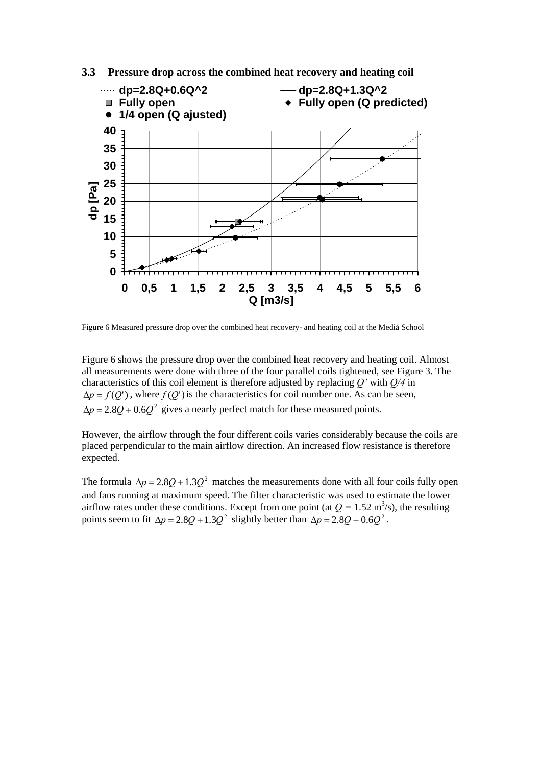### 3.3 Pressure drop across the combined heat recovery and heating coil

Figure 6 Measured pressure drop over the combined heat recovery- and heating coil at the Mediå School

Figure 6 shows the pressure drop over the combined heat recovery and heating coil. Almost all measurements were done with three of the four parallel coils tightened, see Figure 3. The characteristics of this coil element is therefore adjusted by replacing *Q'* with *Q/4* in $\Delta p = f(Q')$, where $f(Q')$ is the characteristics for coil number one. As can be seen, $\Delta p = 2.8Q + 0.6Q^2$ gives a nearly perfect match for these measured points.

However, the airflow through the four different coils varies considerably because the coils are placed perpendicular to the main airflow direction. An increased flow resistance is therefore expected.

The formula $\Delta p = 2.8Q + 1.3Q^2$ matches the measurements done with all four coils fully open and fans running at maximum speed. The filter characteristic was used to estimate the lower airflow rates under these conditions. Except from one point (at $Q$ = 1.52 $m^3/s$), the resulting points seem to fit $\Delta p = 2.8Q + 1.3Q^2$ slightly better than $\Delta p = 2.8Q + 0.6Q^2$.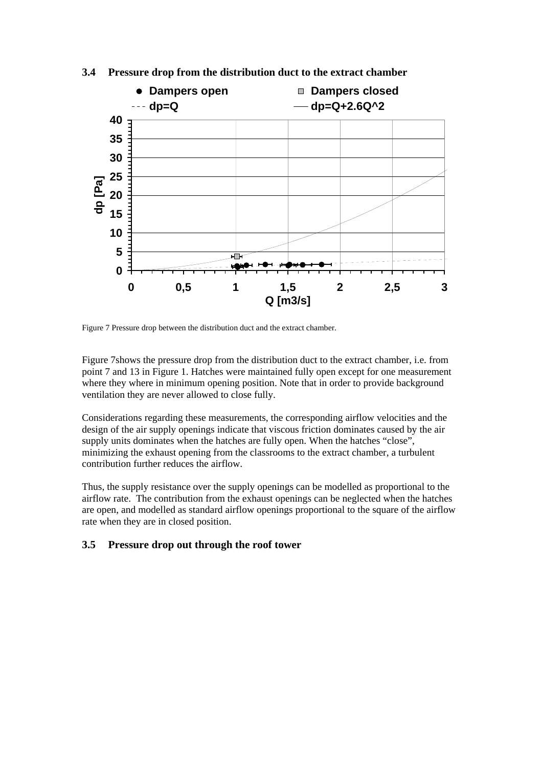### 3.4 Pressure drop from the distribution duct to the extract chamber

Figure 7 Pressure drop between the distribution duct and the extract chamber.

Figure 7shows the pressure drop from the distribution duct to the extract chamber, i.e. from point 7 and 13 in Figure 1. Hatches were maintained fully open except for one measurement where they where in minimum opening position. Note that in order to provide background ventilation they are never allowed to close fully.

Considerations regarding these measurements, the corresponding airflow velocities and the design of the air supply openings indicate that viscous friction dominates caused by the air supply units dominates when the hatches are fully open. When the hatches "close", minimizing the exhaust opening from the classrooms to the extract chamber, a turbulent contribution further reduces the airflow.

Thus, the supply resistance over the supply openings can be modelled as proportional to the airflow rate. The contribution from the exhaust openings can be neglected when the hatches are open, and modelled as standard airflow openings proportional to the square of the airflow rate when they are in closed position.

### 3.5 Pressure drop out through the roof tower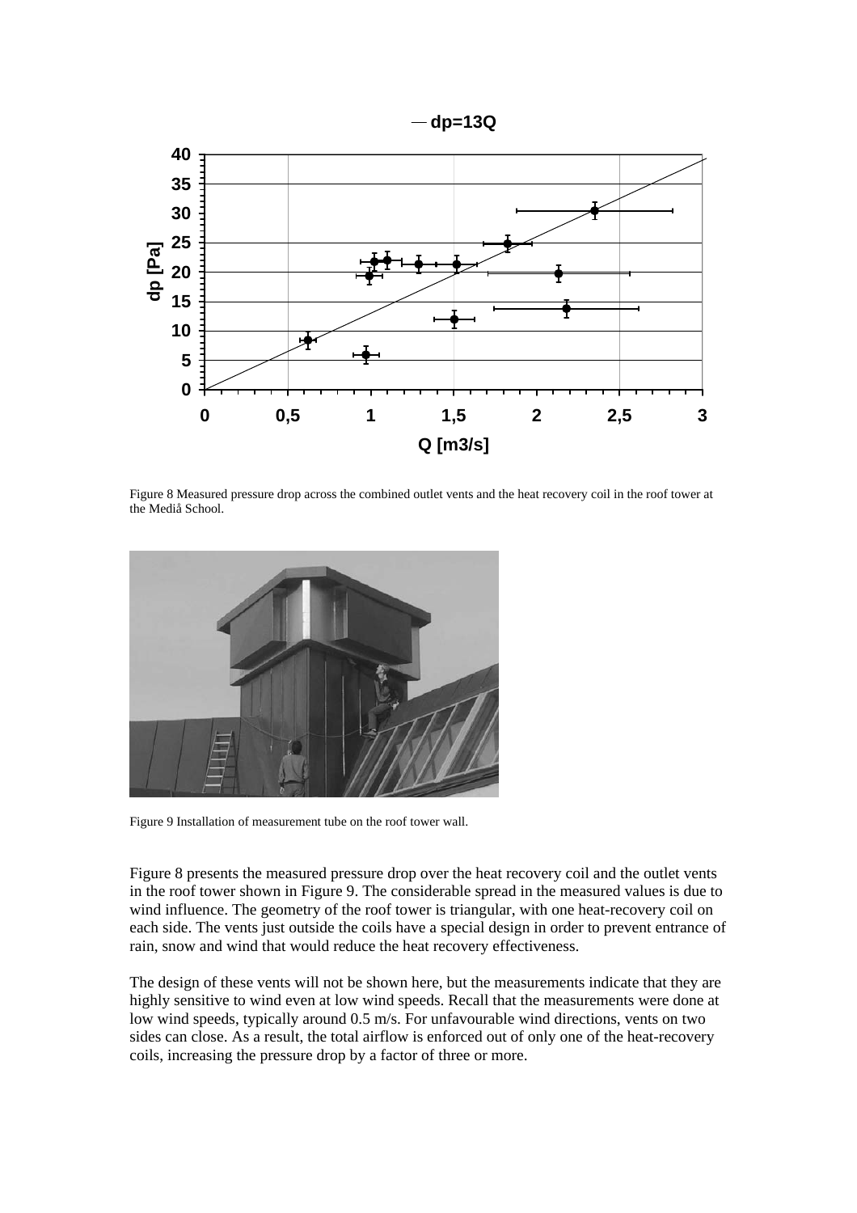Figure 8 Measured pressure drop across the combined outlet vents and the heat recovery coil in the roof tower at the Mediå School.

Figure 9 Installation of measurement tube on the roof tower wall.

Figure 8 presents the measured pressure drop over the heat recovery coil and the outlet vents in the roof tower shown in Figure 9. The considerable spread in the measured values is due to wind influence. The geometry of the roof tower is triangular, with one heat-recovery coil on each side. The vents just outside the coils have a special design in order to prevent entrance of rain, snow and wind that would reduce the heat recovery effectiveness.

The design of these vents will not be shown here, but the measurements indicate that they are highly sensitive to wind even at low wind speeds. Recall that the measurements were done at low wind speeds, typically around 0.5 m/s. For unfavourable wind directions, vents on two sides can close. As a result, the total airflow is enforced out of only one of the heat-recovery coils, increasing the pressure drop by a factor of three or more.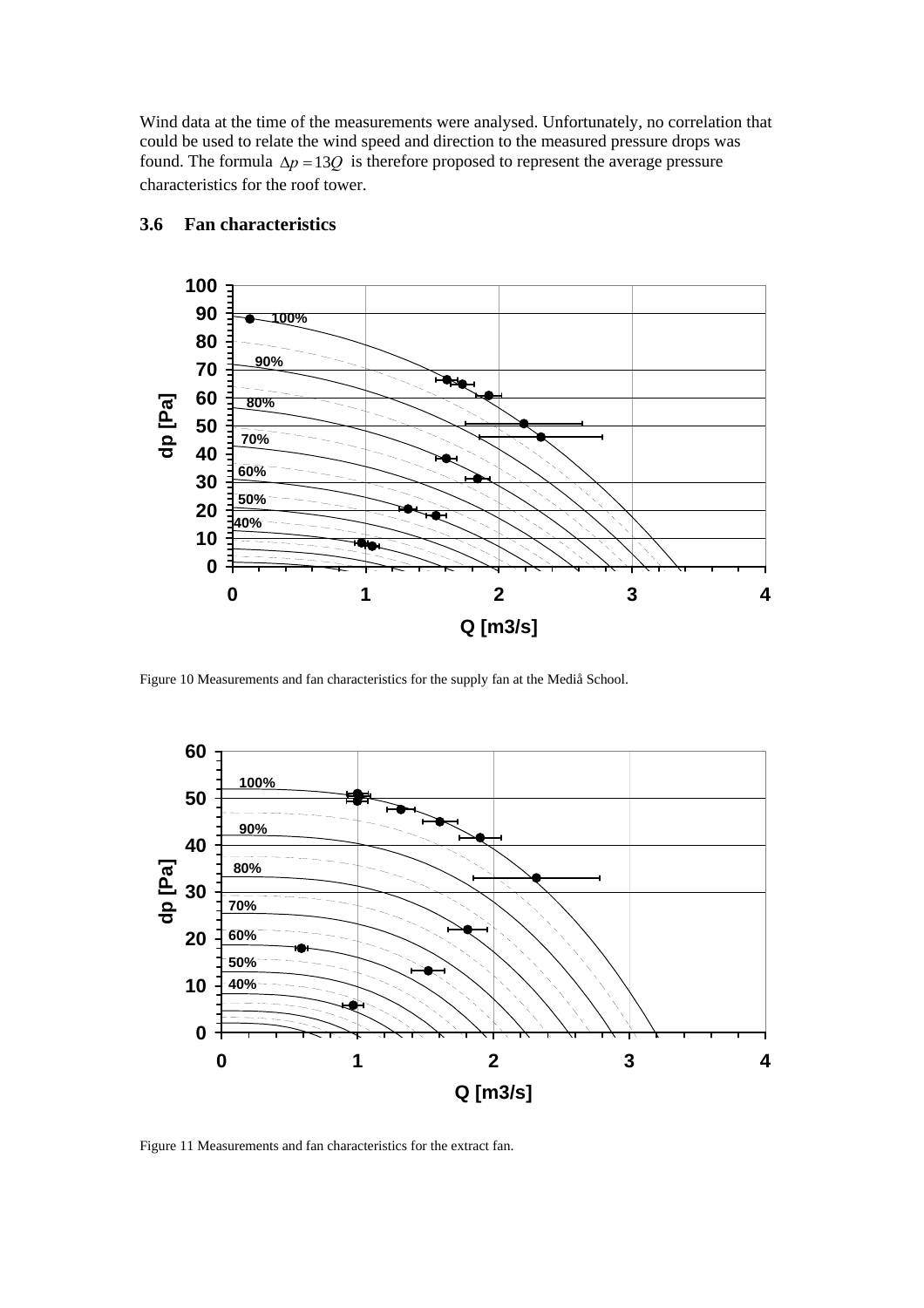Wind data at the time of the measurements were analysed. Unfortunately, no correlation that could be used to relate the wind speed and direction to the measured pressure drops was found. The formula $\Delta p = 13Q$ is therefore proposed to represent the average pressure characteristics for the roof tower.

## 3.6 Fan characteristics

Figure 10 Measurements and fan characteristics for the supply fan at the Mediå School.

Figure 11 Measurements and fan characteristics for the extract fan.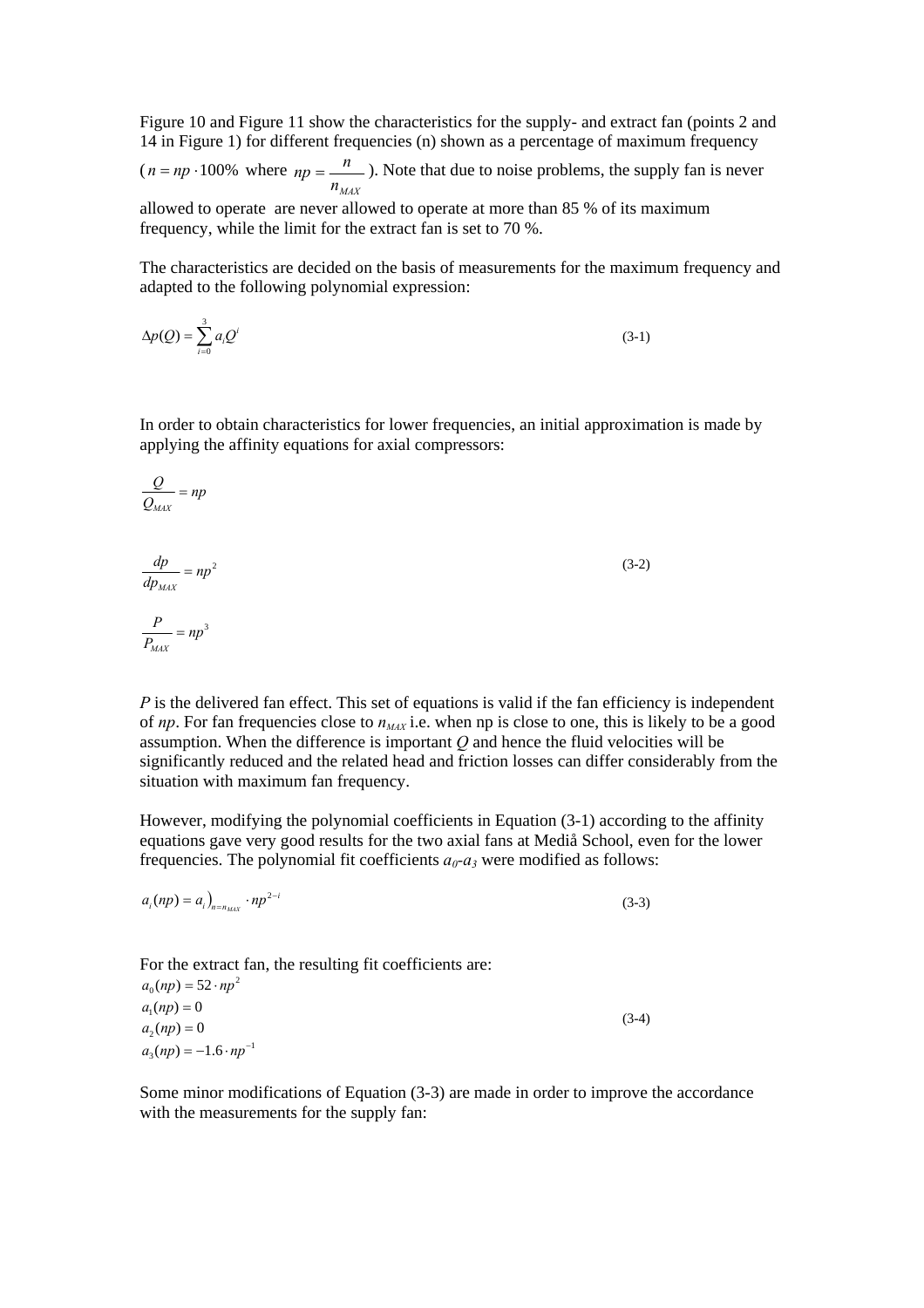Figure 10 and Figure 11 show the characteristics for the supply- and extract fan (points 2 and 14 in Figure 1) for different frequencies (n) shown as a percentage of maximum frequency ($n = np \cdot 100\%$ where $np = \frac{n}{n_{MAX}}$). Note that due to noise problems, the supply fan is never allowed to operate are never allowed to operate at more than 85 % of its maximum frequency, while the limit for the extract fan is set to 70 %.

The characteristics are decided on the basis of measurements for the maximum frequency and adapted to the following polynomial expression:

$$\Delta p(Q) = \sum_{i=0}^{3} a_i Q^i \tag{3-1}$$

In order to obtain characteristics for lower frequencies, an initial approximation is made by applying the affinity equations for axial compressors:

$$\frac{Q}{Q_{MAX}} = np$$

$$\frac{dp}{dp_{MAX}} = np^2 \tag{3-2}$$

$$\frac{P}{P_{MAX}} = np^3$$

*P* is the delivered fan effect. This set of equations is valid if the fan efficiency is independent of $np$. For fan frequencies close to $n_{MAX}$ i.e. when np is close to one, this is likely to be a good assumption. When the difference is important $Q$ and hence the fluid velocities will be significantly reduced and the related head and friction losses can differ considerably from the situation with maximum fan frequency.

However, modifying the polynomial coefficients in Equation (3-1) according to the affinity equations gave very good results for the two axial fans at Mediå School, even for the lower frequencies. The polynomial fit coefficients $a_0$-$a_3$ were modified as follows:

$$a_i(np) = a_i\big)_{n=n_{MAX}} \cdot np^{2-i} \tag{3-3}$$

For the extract fan, the resulting fit coefficients are:

$$\begin{aligned} a_0(np) &= 52 \cdot np^2 \\ a_1(np) &= 0 \\ a_2(np) &= 0 \\ a_3(np) &= -1.6 \cdot np^{-1} \end{aligned} \tag{3-4}$$

Some minor modifications of Equation (3-3) are made in order to improve the accordance with the measurements for the supply fan: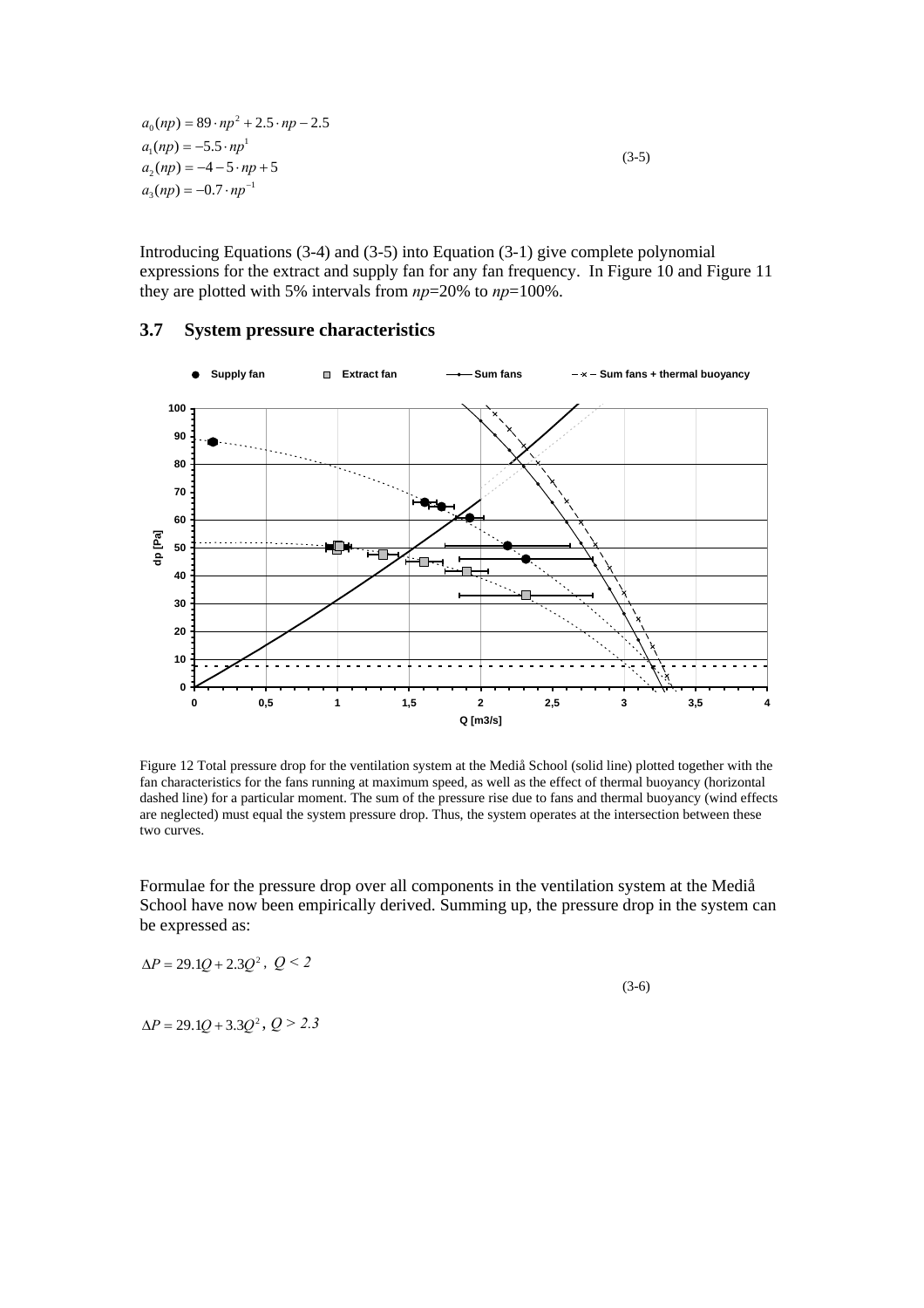$$
\begin{aligned}
a_0(np) &= 89 \cdot np^2 + 2.5 \cdot np - 2.5 \\
a_1(np) &= -5.5 \cdot np^1 \\
a_2(np) &= -4 - 5 \cdot np + 5 \\
a_3(np) &= -0.7 \cdot np^{-1}
\end{aligned}
\tag{3-5}
$$

Introducing Equations (3-4) and (3-5) into Equation (3-1) give complete polynomial expressions for the extract and supply fan for any fan frequency. In Figure 10 and Figure 11 they are plotted with 5% intervals from *np*=20% to *np*=100%.

## 3.7 System pressure characteristics

Figure 12 Total pressure drop for the ventilation system at the Mediå School (solid line) plotted together with the fan characteristics for the fans running at maximum speed, as well as the effect of thermal buoyancy (horizontal dashed line) for a particular moment. The sum of the pressure rise due to fans and thermal buoyancy (wind effects are neglected) must equal the system pressure drop. Thus, the system operates at the intersection between these two curves.

Formulae for the pressure drop over all components in the ventilation system at the Mediå School have now been empirically derived. Summing up, the pressure drop in the system can be expressed as:

$$
\begin{aligned}
\Delta P &= 29.1Q + 2.3Q^2, \quad Q < 2 \\
\Delta P &= 29.1Q + 3.3Q^2, \quad Q > 2.3
\end{aligned}
\tag{3-6}
$$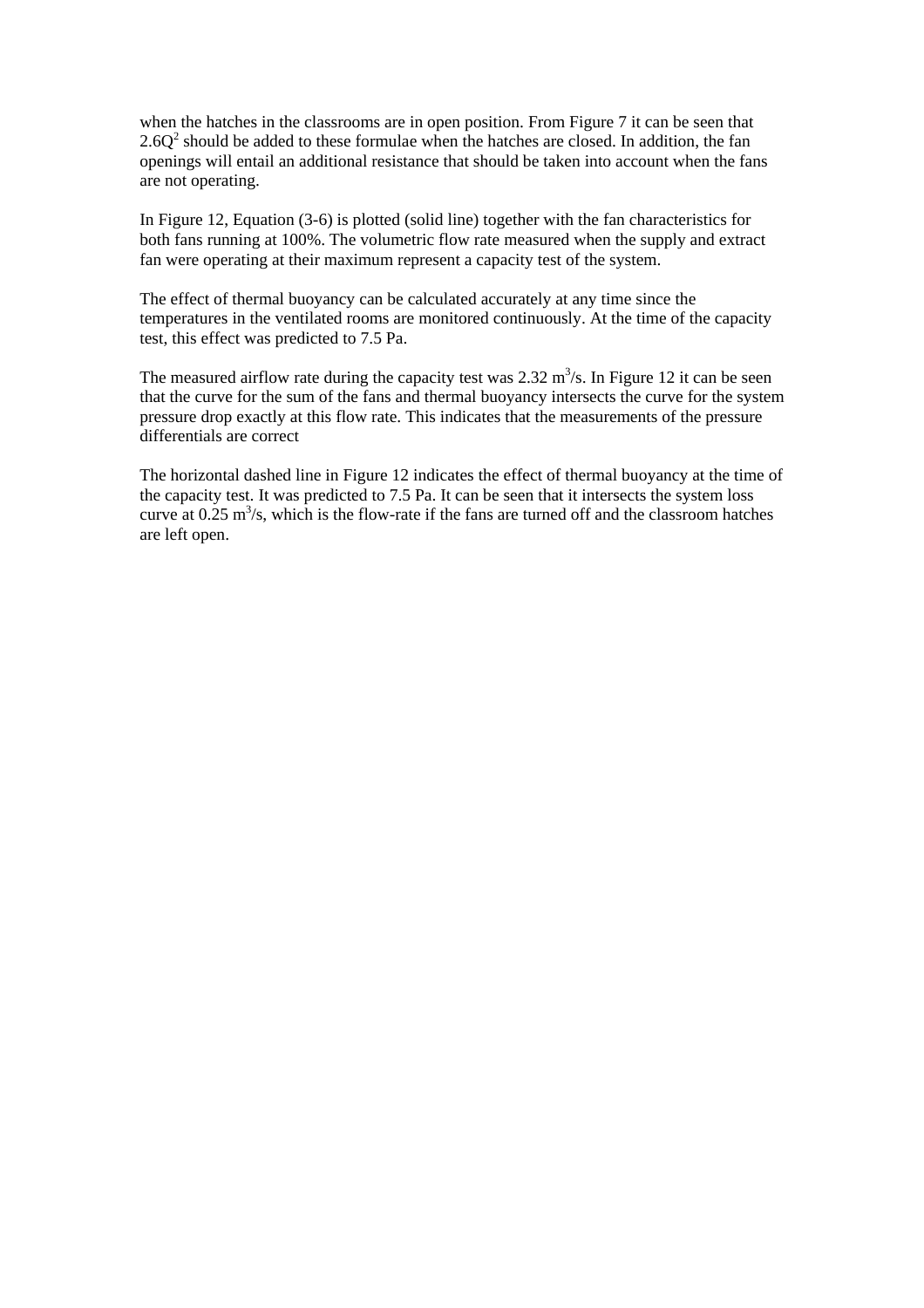when the hatches in the classrooms are in open position. From Figure 7 it can be seen that $2.6Q^2$ should be added to these formulae when the hatches are closed. In addition, the fan openings will entail an additional resistance that should be taken into account when the fans are not operating.

In Figure 12, Equation (3-6) is plotted (solid line) together with the fan characteristics for both fans running at 100%. The volumetric flow rate measured when the supply and extract fan were operating at their maximum represent a capacity test of the system.

The effect of thermal buoyancy can be calculated accurately at any time since the temperatures in the ventilated rooms are monitored continuously. At the time of the capacity test, this effect was predicted to 7.5 Pa.

The measured airflow rate during the capacity test was 2.32 $m^3/s$. In Figure 12 it can be seen that the curve for the sum of the fans and thermal buoyancy intersects the curve for the system pressure drop exactly at this flow rate. This indicates that the measurements of the pressure differentials are correct

The horizontal dashed line in Figure 12 indicates the effect of thermal buoyancy at the time of the capacity test. It was predicted to 7.5 Pa. It can be seen that it intersects the system loss curve at 0.25 $m^3/s$, which is the flow-rate if the fans are turned off and the classroom hatches are left open.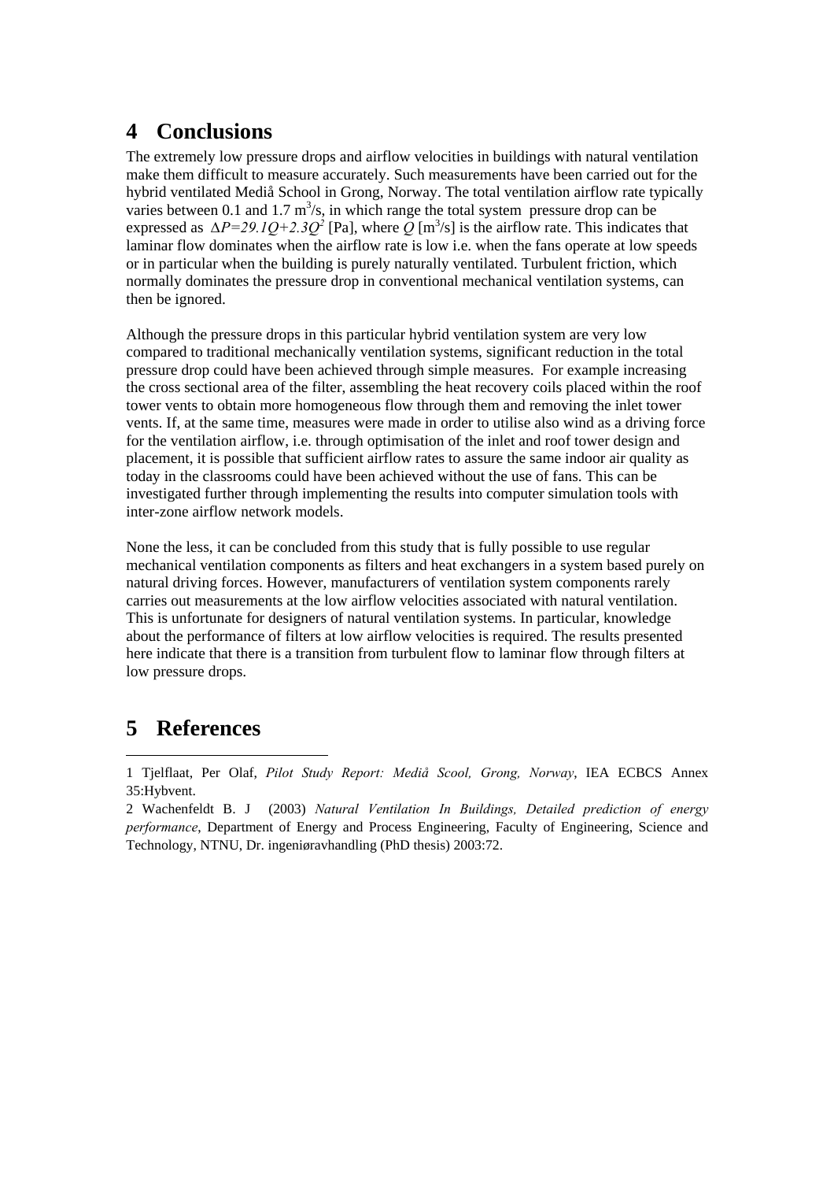# 4 Conclusions

The extremely low pressure drops and airflow velocities in buildings with natural ventilation make them difficult to measure accurately. Such measurements have been carried out for the hybrid ventilated Mediå School in Grong, Norway. The total ventilation airflow rate typically varies between 0.1 and 1.7 $m^3/s$, in which range the total system pressure drop can be expressed as $\Delta P=29.1Q+2.3Q^2$ [Pa], where $Q$ [$m^3/s$] is the airflow rate. This indicates that laminar flow dominates when the airflow rate is low i.e. when the fans operate at low speeds or in particular when the building is purely naturally ventilated. Turbulent friction, which normally dominates the pressure drop in conventional mechanical ventilation systems, can then be ignored.

Although the pressure drops in this particular hybrid ventilation system are very low compared to traditional mechanically ventilation systems, significant reduction in the total pressure drop could have been achieved through simple measures. For example increasing the cross sectional area of the filter, assembling the heat recovery coils placed within the roof tower vents to obtain more homogeneous flow through them and removing the inlet tower vents. If, at the same time, measures were made in order to utilise also wind as a driving force for the ventilation airflow, i.e. through optimisation of the inlet and roof tower design and placement, it is possible that sufficient airflow rates to assure the same indoor air quality as today in the classrooms could have been achieved without the use of fans. This can be investigated further through implementing the results into computer simulation tools with inter-zone airflow network models.

None the less, it can be concluded from this study that is fully possible to use regular mechanical ventilation components as filters and heat exchangers in a system based purely on natural driving forces. However, manufacturers of ventilation system components rarely carries out measurements at the low airflow velocities associated with natural ventilation. This is unfortunate for designers of natural ventilation systems. In particular, knowledge about the performance of filters at low airflow velocities is required. The results presented here indicate that there is a transition from turbulent flow to laminar flow through filters at low pressure drops.

# 5 References

1 Tjelflaat, Per Olaf, *Pilot Study Report: Mediå Scool, Grong, Norway*, IEA ECBCS Annex 35:Hybvent.

2 Wachenfeldt B. J (2003) *Natural Ventilation In Buildings, Detailed prediction of energy performance*, Department of Energy and Process Engineering, Faculty of Engineering, Science and Technology, NTNU, Dr. ingeniøravhandling (PhD thesis) 2003:72.